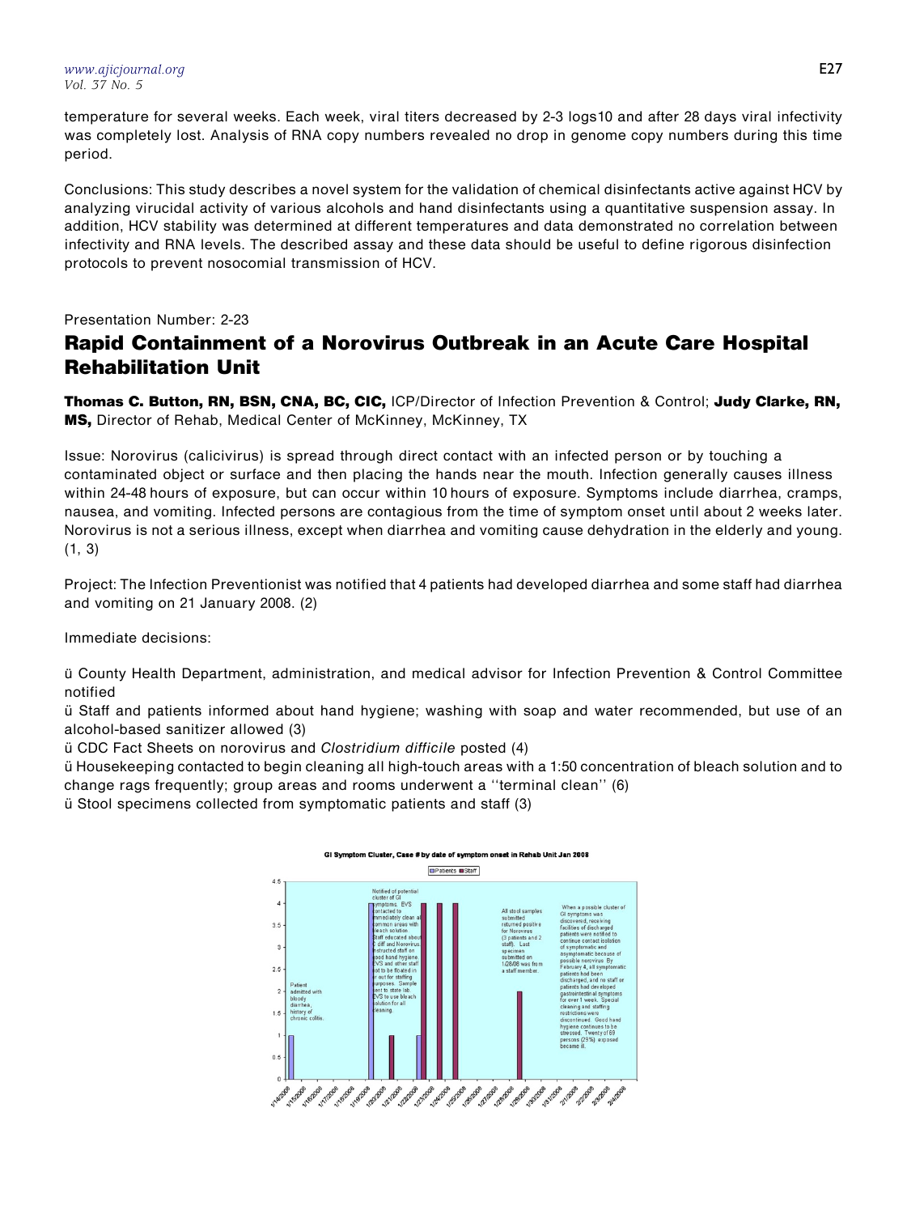temperature for several weeks. Each week, viral titers decreased by 2-3 logs10 and after 28 days viral infectivity was completely lost. Analysis of RNA copy numbers revealed no drop in genome copy numbers during this time period.

Conclusions: This study describes a novel system for the validation of chemical disinfectants active against HCV by analyzing virucidal activity of various alcohols and hand disinfectants using a quantitative suspension assay. In addition, HCV stability was determined at different temperatures and data demonstrated no correlation between infectivity and RNA levels. The described assay and these data should be useful to define rigorous disinfection protocols to prevent nosocomial transmission of HCV.

Presentation Number: 2-23

## Rapid Containment of a Norovirus Outbreak in an Acute Care Hospital Rehabilitation Unit

**Thomas C. Button, RN, BSN, CNA, BC, CIC,** ICP/Director of Infection Prevention & Control; **Judy Clarke, RN, MS,** Director of Rehab, Medical Center of McKinney, McKinney, TX

Issue: Norovirus (calicivirus) is spread through direct contact with an infected person or by touching a contaminated object or surface and then placing the hands near the mouth. Infection generally causes illness within 24-48 hours of exposure, but can occur within 10 hours of exposure. Symptoms include diarrhea, cramps, nausea, and vomiting. Infected persons are contagious from the time of symptom onset until about 2 weeks later. Norovirus is not a serious illness, except when diarrhea and vomiting cause dehydration in the elderly and young. (1, 3)

Project: The Infection Preventionist was notified that 4 patients had developed diarrhea and some staff had diarrhea and vomiting on 21 January 2008. (2)

Immediate decisions:

ü County Health Department, administration, and medical advisor for Infection Prevention & Control Committee notified

ü Staff and patients informed about hand hygiene; washing with soap and water recommended, but use of an alcohol-based sanitizer allowed (3)

ü CDC Fact Sheets on norovirus and *Clostridium difficile* posted (4)

ü Housekeeping contacted to begin cleaning all high-touch areas with a 1:50 concentration of bleach solution and to change rags frequently; group areas and rooms underwent a ''terminal clean'' (6)

ü Stool specimens collected from symptomatic patients and staff (3)

**GI Symptom Cluster, Case # by date of symptom onset in Rehab Unit Jan 2008**

Legend: Patients, Staff

Patient admitted with bloody diarrhea, history of chronic colitis.

Notified of potential cluster of GI symptoms. EVS contacted to immediately clean all common areas with bleach solution. Staff educated about C diff and Norovirus. Instructed staff on good hand hygiene. EVS and other staff not to be floated in or out for staffing purposes. Sample sent to state lab. EVS to use bleach solution for all cleaning.

All stool samples submitted returned positive for Norovirus (3 patients and 2 staff). Last specimen submitted on 1/28/08 was from a staff member.

When a possible cluster of GI symptoms was discovered, receiving facilities of discharged patients were notified to continue contact isolation of symptomatic and asymptomatic because of possible norovirus. By February 4, all symptomatic patients had been discharged, and no staff or patients had developed gastrointestinal symptoms for over 1 week. Special cleaning and staffing restrictions were discontinued. Good hand hygiene continues to be stressed. Twenty of 69 persons (29%) exposed became ill.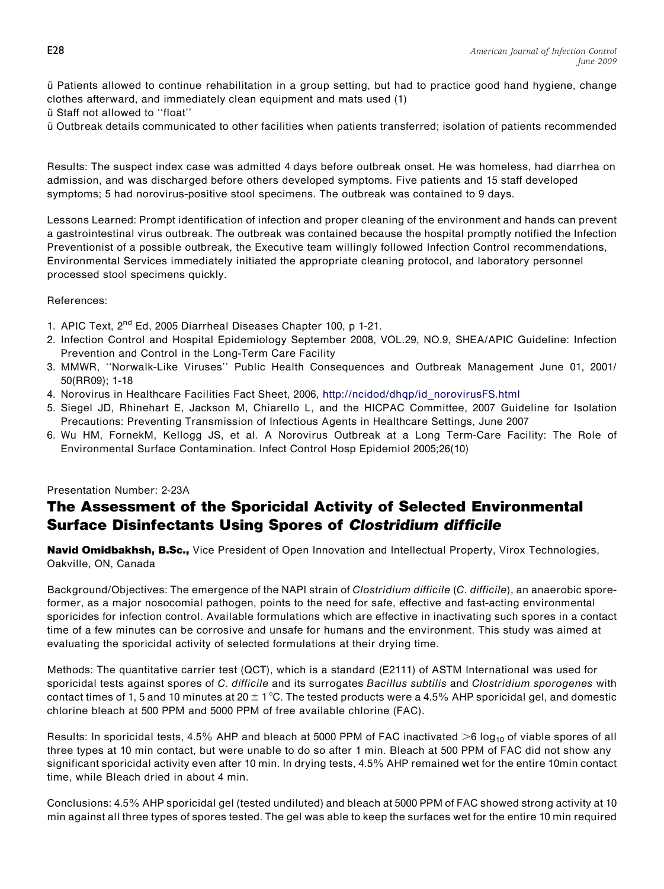ü Patients allowed to continue rehabilitation in a group setting, but had to practice good hand hygiene, change clothes afterward, and immediately clean equipment and mats used (1)

ü Staff not allowed to ''float''

ü Outbreak details communicated to other facilities when patients transferred; isolation of patients recommended

Results: The suspect index case was admitted 4 days before outbreak onset. He was homeless, had diarrhea on admission, and was discharged before others developed symptoms. Five patients and 15 staff developed symptoms; 5 had norovirus-positive stool specimens. The outbreak was contained to 9 days.

Lessons Learned: Prompt identification of infection and proper cleaning of the environment and hands can prevent a gastrointestinal virus outbreak. The outbreak was contained because the hospital promptly notified the Infection Preventionist of a possible outbreak, the Executive team willingly followed Infection Control recommendations, Environmental Services immediately initiated the appropriate cleaning protocol, and laboratory personnel processed stool specimens quickly.

References:

1. APIC Text, 2nd Ed, 2005 Diarrheal Diseases Chapter 100, p 1-21.
2. Infection Control and Hospital Epidemiology September 2008, VOL.29, NO.9, SHEA/APIC Guideline: Infection Prevention and Control in the Long-Term Care Facility
3. MMWR, ''Norwalk-Like Viruses'' Public Health Consequences and Outbreak Management June 01, 2001/ 50(RR09); 1-18
4. Norovirus in Healthcare Facilities Fact Sheet, 2006, http://ncidod/dhqp/id_norovirusFS.html
5. Siegel JD, Rhinehart E, Jackson M, Chiarello L, and the HICPAC Committee, 2007 Guideline for Isolation Precautions: Preventing Transmission of Infectious Agents in Healthcare Settings, June 2007
6. Wu HM, FornekM, Kellogg JS, et al. A Norovirus Outbreak at a Long Term-Care Facility: The Role of Environmental Surface Contamination. Infect Control Hosp Epidemiol 2005;26(10)

Presentation Number: 2-23A

## The Assessment of the Sporicidal Activity of Selected Environmental Surface Disinfectants Using Spores of *Clostridium difficile*

**Navid Omidbakhsh, B.Sc.,** Vice President of Open Innovation and Intellectual Property, Virox Technologies, Oakville, ON, Canada

Background/Objectives: The emergence of the NAPI strain of *Clostridium difficile* (*C. difficile*), an anaerobic spore-former, as a major nosocomial pathogen, points to the need for safe, effective and fast-acting environmental sporicides for infection control. Available formulations which are effective in inactivating such spores in a contact time of a few minutes can be corrosive and unsafe for humans and the environment. This study was aimed at evaluating the sporicidal activity of selected formulations at their drying time.

Methods: The quantitative carrier test (QCT), which is a standard (E2111) of ASTM International was used for sporicidal tests against spores of *C. difficile* and its surrogates *Bacillus subtilis* and *Clostridium sporogenes* with contact times of 1, 5 and 10 minutes at $20 \pm 1$°C. The tested products were a 4.5% AHP sporicidal gel, and domestic chlorine bleach at 500 PPM and 5000 PPM of free available chlorine (FAC).

Results: In sporicidal tests, 4.5% AHP and bleach at 5000 PPM of FAC inactivated $>6\ \log_{10}$ of viable spores of all three types at 10 min contact, but were unable to do so after 1 min. Bleach at 500 PPM of FAC did not show any significant sporicidal activity even after 10 min. In drying tests, 4.5% AHP remained wet for the entire 10min contact time, while Bleach dried in about 4 min.

Conclusions: 4.5% AHP sporicidal gel (tested undiluted) and bleach at 5000 PPM of FAC showed strong activity at 10 min against all three types of spores tested. The gel was able to keep the surfaces wet for the entire 10 min required